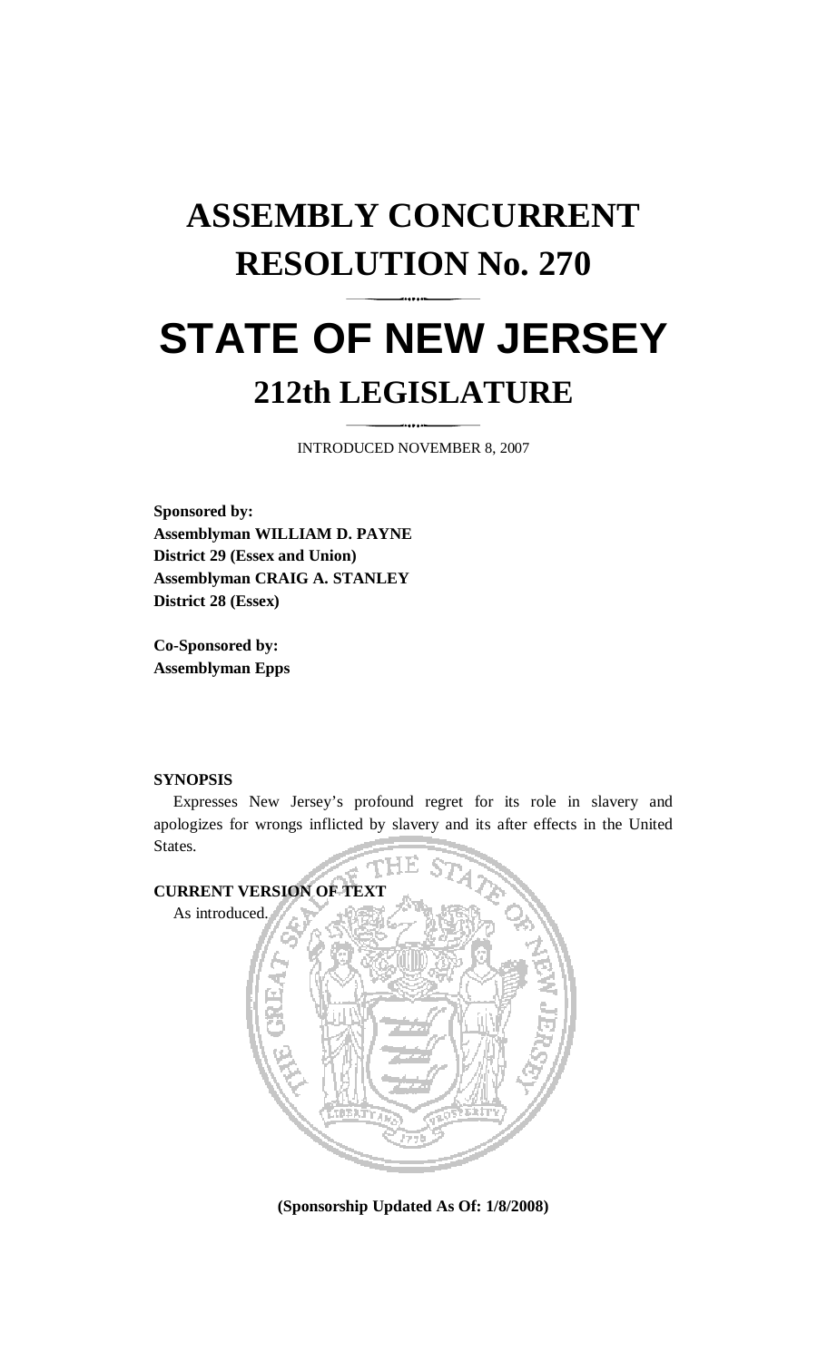# ASSEMBLY CONCURRENT RESOLUTION No. 270

# STATE OF NEW JERSEY

## 212th LEGISLATURE

INTRODUCED NOVEMBER 8, 2007

**Sponsored by:**
**Assemblyman WILLIAM D. PAYNE**
**District 29 (Essex and Union)**
**Assemblyman CRAIG A. STANLEY**
**District 28 (Essex)**

**Co-Sponsored by:**
**Assemblyman Epps**

**SYNOPSIS**

Expresses New Jersey's profound regret for its role in slavery and apologizes for wrongs inflicted by slavery and its after effects in the United States.

**CURRENT VERSION OF TEXT**

As introduced.

**(Sponsorship Updated As Of: 1/8/2008)**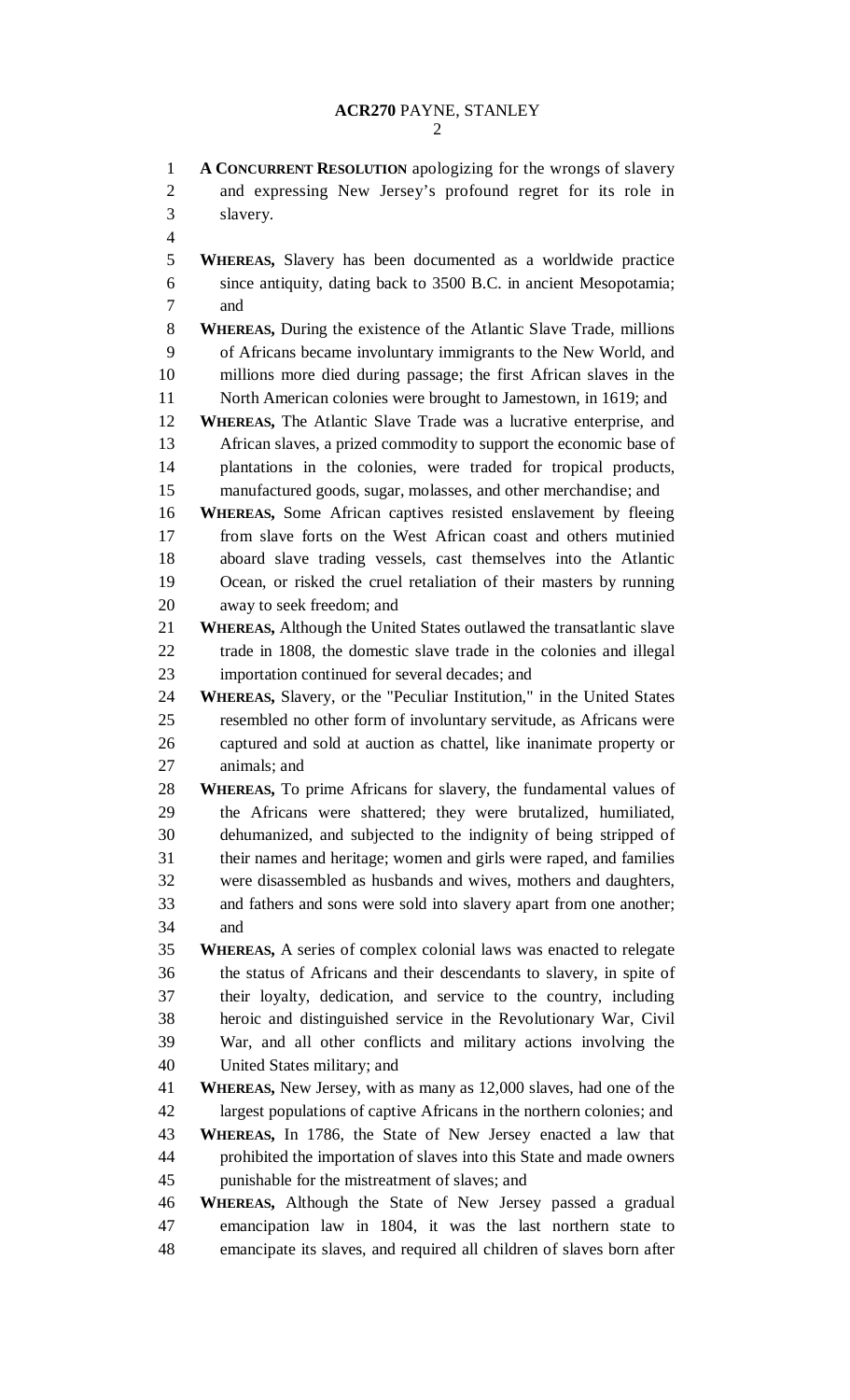**A CONCURRENT RESOLUTION** apologizing for the wrongs of slavery and expressing New Jersey's profound regret for its role in slavery.

**WHEREAS,** Slavery has been documented as a worldwide practice since antiquity, dating back to 3500 B.C. in ancient Mesopotamia; and

**WHEREAS,** During the existence of the Atlantic Slave Trade, millions of Africans became involuntary immigrants to the New World, and millions more died during passage; the first African slaves in the North American colonies were brought to Jamestown, in 1619; and

**WHEREAS,** The Atlantic Slave Trade was a lucrative enterprise, and African slaves, a prized commodity to support the economic base of plantations in the colonies, were traded for tropical products, manufactured goods, sugar, molasses, and other merchandise; and

**WHEREAS,** Some African captives resisted enslavement by fleeing from slave forts on the West African coast and others mutinied aboard slave trading vessels, cast themselves into the Atlantic Ocean, or risked the cruel retaliation of their masters by running away to seek freedom; and

**WHEREAS,** Although the United States outlawed the transatlantic slave trade in 1808, the domestic slave trade in the colonies and illegal importation continued for several decades; and

**WHEREAS,** Slavery, or the "Peculiar Institution," in the United States resembled no other form of involuntary servitude, as Africans were captured and sold at auction as chattel, like inanimate property or animals; and

**WHEREAS,** To prime Africans for slavery, the fundamental values of the Africans were shattered; they were brutalized, humiliated, dehumanized, and subjected to the indignity of being stripped of their names and heritage; women and girls were raped, and families were disassembled as husbands and wives, mothers and daughters, and fathers and sons were sold into slavery apart from one another; and

**WHEREAS,** A series of complex colonial laws was enacted to relegate the status of Africans and their descendants to slavery, in spite of their loyalty, dedication, and service to the country, including heroic and distinguished service in the Revolutionary War, Civil War, and all other conflicts and military actions involving the United States military; and

**WHEREAS,** New Jersey, with as many as 12,000 slaves, had one of the largest populations of captive Africans in the northern colonies; and

**WHEREAS,** In 1786, the State of New Jersey enacted a law that prohibited the importation of slaves into this State and made owners punishable for the mistreatment of slaves; and

**WHEREAS,** Although the State of New Jersey passed a gradual emancipation law in 1804, it was the last northern state to emancipate its slaves, and required all children of slaves born after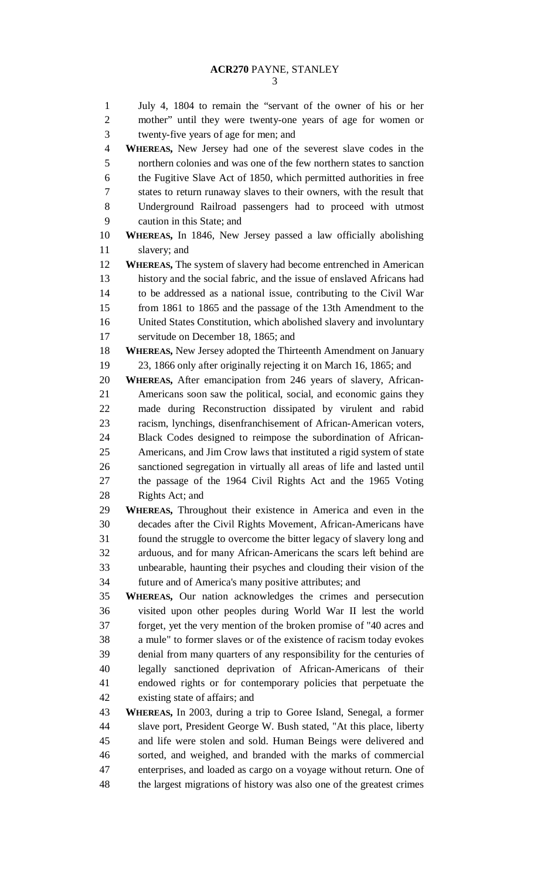July 4, 1804 to remain the "servant of the owner of his or her mother" until they were twenty-one years of age for women or twenty-five years of age for men; and

**WHEREAS,** New Jersey had one of the severest slave codes in the northern colonies and was one of the few northern states to sanction the Fugitive Slave Act of 1850, which permitted authorities in free states to return runaway slaves to their owners, with the result that Underground Railroad passengers had to proceed with utmost caution in this State; and

**WHEREAS,** In 1846, New Jersey passed a law officially abolishing slavery; and

**WHEREAS,** The system of slavery had become entrenched in American history and the social fabric, and the issue of enslaved Africans had to be addressed as a national issue, contributing to the Civil War from 1861 to 1865 and the passage of the 13th Amendment to the United States Constitution, which abolished slavery and involuntary servitude on December 18, 1865; and

**WHEREAS,** New Jersey adopted the Thirteenth Amendment on January 23, 1866 only after originally rejecting it on March 16, 1865; and

**WHEREAS,** After emancipation from 246 years of slavery, African-Americans soon saw the political, social, and economic gains they made during Reconstruction dissipated by virulent and rabid racism, lynchings, disenfranchisement of African-American voters, Black Codes designed to reimpose the subordination of African-Americans, and Jim Crow laws that instituted a rigid system of state sanctioned segregation in virtually all areas of life and lasted until the passage of the 1964 Civil Rights Act and the 1965 Voting Rights Act; and

**WHEREAS,** Throughout their existence in America and even in the decades after the Civil Rights Movement, African-Americans have found the struggle to overcome the bitter legacy of slavery long and arduous, and for many African-Americans the scars left behind are unbearable, haunting their psyches and clouding their vision of the future and of America's many positive attributes; and

**WHEREAS,** Our nation acknowledges the crimes and persecution visited upon other peoples during World War II lest the world forget, yet the very mention of the broken promise of "40 acres and a mule" to former slaves or of the existence of racism today evokes denial from many quarters of any responsibility for the centuries of legally sanctioned deprivation of African-Americans of their endowed rights or for contemporary policies that perpetuate the existing state of affairs; and

**WHEREAS,** In 2003, during a trip to Goree Island, Senegal, a former slave port, President George W. Bush stated, "At this place, liberty and life were stolen and sold. Human Beings were delivered and sorted, and weighed, and branded with the marks of commercial enterprises, and loaded as cargo on a voyage without return. One of the largest migrations of history was also one of the greatest crimes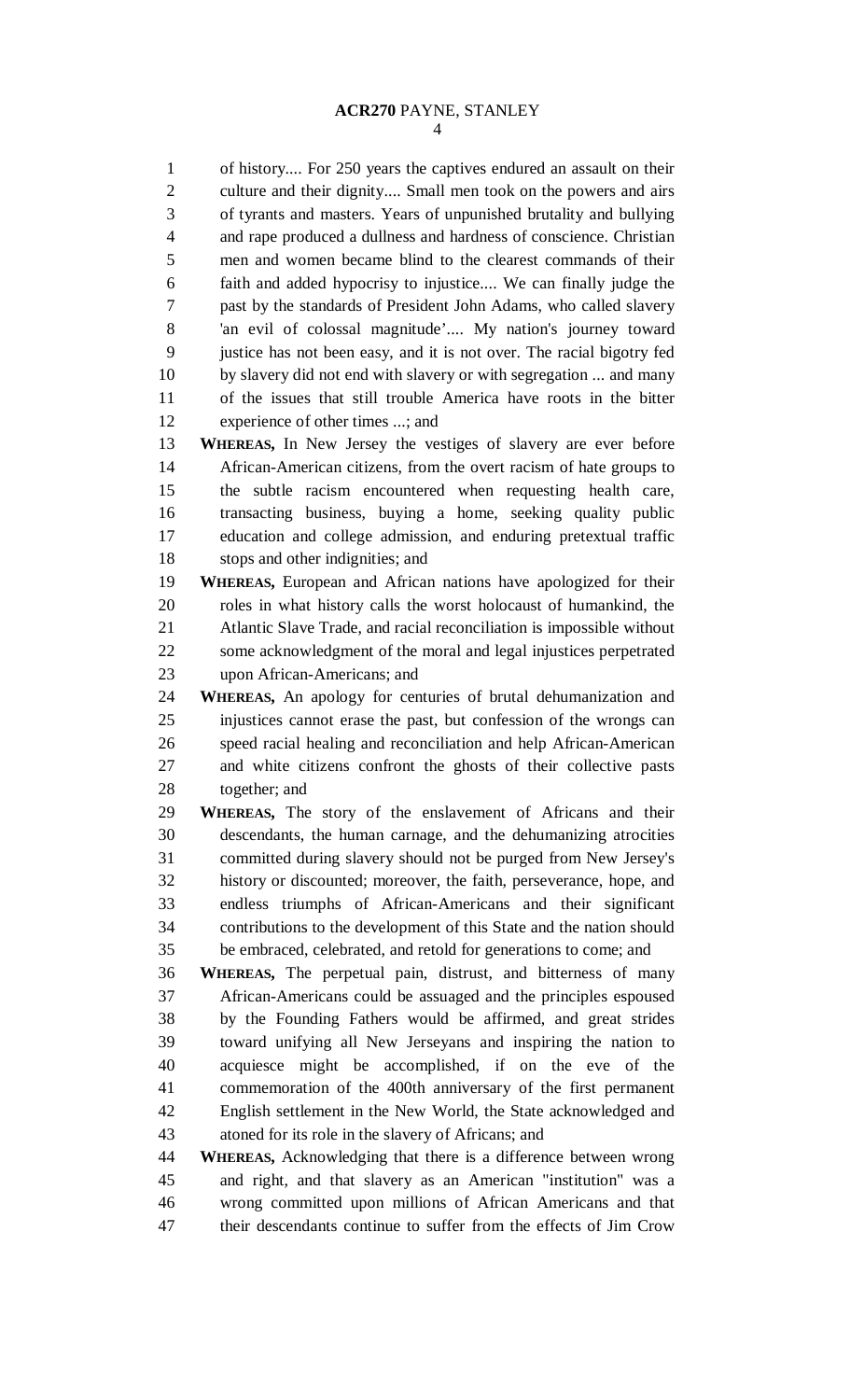of history.... For 250 years the captives endured an assault on their culture and their dignity.... Small men took on the powers and airs of tyrants and masters. Years of unpunished brutality and bullying and rape produced a dullness and hardness of conscience. Christian men and women became blind to the clearest commands of their faith and added hypocrisy to injustice.... We can finally judge the past by the standards of President John Adams, who called slavery 'an evil of colossal magnitude'.... My nation's journey toward justice has not been easy, and it is not over. The racial bigotry fed by slavery did not end with slavery or with segregation ... and many of the issues that still trouble America have roots in the bitter experience of other times ...; and

**WHEREAS,** In New Jersey the vestiges of slavery are ever before African-American citizens, from the overt racism of hate groups to the subtle racism encountered when requesting health care, transacting business, buying a home, seeking quality public education and college admission, and enduring pretextual traffic stops and other indignities; and

**WHEREAS,** European and African nations have apologized for their roles in what history calls the worst holocaust of humankind, the Atlantic Slave Trade, and racial reconciliation is impossible without some acknowledgment of the moral and legal injustices perpetrated upon African-Americans; and

**WHEREAS,** An apology for centuries of brutal dehumanization and injustices cannot erase the past, but confession of the wrongs can speed racial healing and reconciliation and help African-American and white citizens confront the ghosts of their collective pasts together; and

**WHEREAS,** The story of the enslavement of Africans and their descendants, the human carnage, and the dehumanizing atrocities committed during slavery should not be purged from New Jersey's history or discounted; moreover, the faith, perseverance, hope, and endless triumphs of African-Americans and their significant contributions to the development of this State and the nation should be embraced, celebrated, and retold for generations to come; and

**WHEREAS,** The perpetual pain, distrust, and bitterness of many African-Americans could be assuaged and the principles espoused by the Founding Fathers would be affirmed, and great strides toward unifying all New Jerseyans and inspiring the nation to acquiesce might be accomplished, if on the eve of the commemoration of the 400th anniversary of the first permanent English settlement in the New World, the State acknowledged and atoned for its role in the slavery of Africans; and

**WHEREAS,** Acknowledging that there is a difference between wrong and right, and that slavery as an American "institution" was a wrong committed upon millions of African Americans and that their descendants continue to suffer from the effects of Jim Crow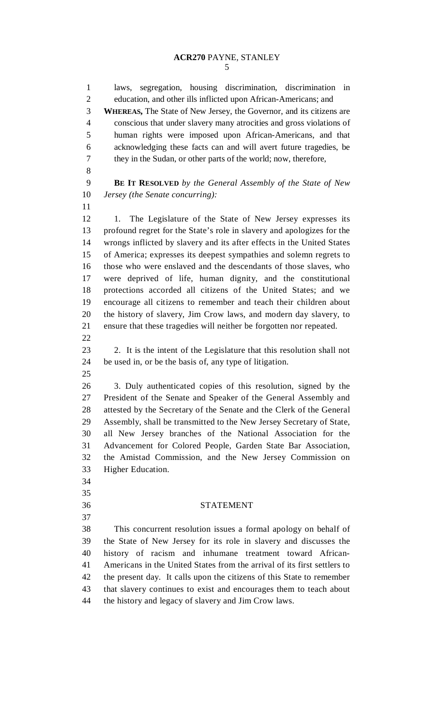laws, segregation, housing discrimination, discrimination in education, and other ills inflicted upon African-Americans; and

**WHEREAS,** The State of New Jersey, the Governor, and its citizens are conscious that under slavery many atrocities and gross violations of human rights were imposed upon African-Americans, and that acknowledging these facts can and will avert future tragedies, be they in the Sudan, or other parts of the world; now, therefore,

**BE IT RESOLVED** *by the General Assembly of the State of New Jersey (the Senate concurring):*

1. The Legislature of the State of New Jersey expresses its profound regret for the State's role in slavery and apologizes for the wrongs inflicted by slavery and its after effects in the United States of America; expresses its deepest sympathies and solemn regrets to those who were enslaved and the descendants of those slaves, who were deprived of life, human dignity, and the constitutional protections accorded all citizens of the United States; and we encourage all citizens to remember and teach their children about the history of slavery, Jim Crow laws, and modern day slavery, to ensure that these tragedies will neither be forgotten nor repeated.

2. It is the intent of the Legislature that this resolution shall not be used in, or be the basis of, any type of litigation.

3. Duly authenticated copies of this resolution, signed by the President of the Senate and Speaker of the General Assembly and attested by the Secretary of the Senate and the Clerk of the General Assembly, shall be transmitted to the New Jersey Secretary of State, all New Jersey branches of the National Association for the Advancement for Colored People, Garden State Bar Association, the Amistad Commission, and the New Jersey Commission on Higher Education.

## STATEMENT

This concurrent resolution issues a formal apology on behalf of the State of New Jersey for its role in slavery and discusses the history of racism and inhumane treatment toward African-Americans in the United States from the arrival of its first settlers to the present day. It calls upon the citizens of this State to remember that slavery continues to exist and encourages them to teach about the history and legacy of slavery and Jim Crow laws.